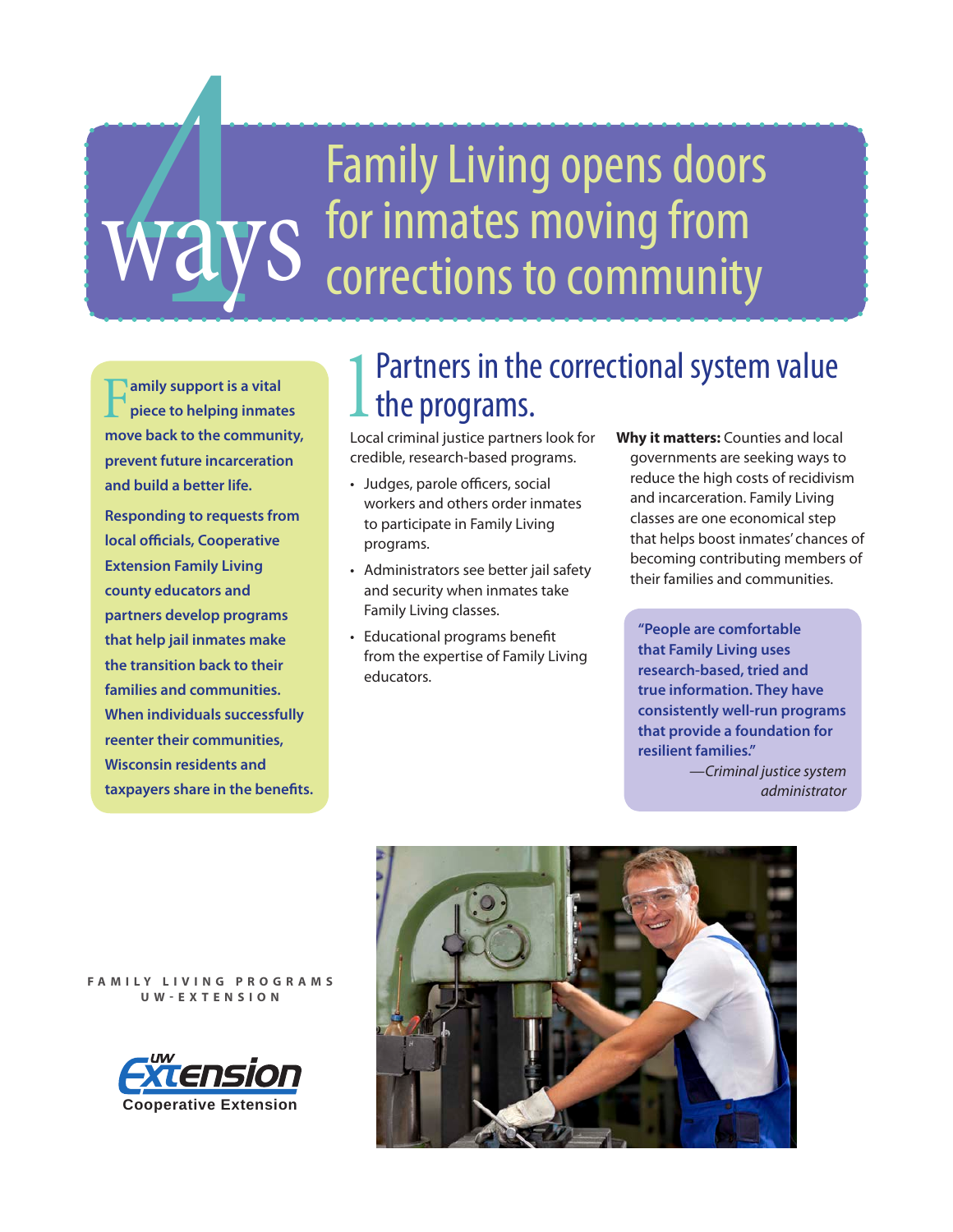# 4 ways Family Living opens doors for inmates moving from corrections to community

**Family support is a vital piece to helping inmates move back to the community, prevent future incarceration and build a better life.**

**Responding to requests from local officials, Cooperative Extension Family Living county educators and partners develop programs that help jail inmates make the transition back to their families and communities. When individuals successfully reenter their communities, Wisconsin residents and taxpayers share in the benefits.**

## 1 Partners in the correctional system value the programs.

Local criminal justice partners look for credible, research-based programs.

- Judges, parole officers, social workers and others order inmates to participate in Family Living programs.
- Administrators see better jail safety and security when inmates take Family Living classes.
- Educational programs benefit from the expertise of Family Living educators.

**Why it matters:** Counties and local governments are seeking ways to reduce the high costs of recidivism and incarceration. Family Living classes are one economical step that helps boost inmates' chances of becoming contributing members of their families and communities.

**"People are comfortable that Family Living uses research-based, tried and true information. They have consistently well-run programs that provide a foundation for resilient families."**

*—Criminal justice system administrator*

FAMILY LIVING PROGRAMS
UW-EXTENSION

UW Extension
Cooperative Extension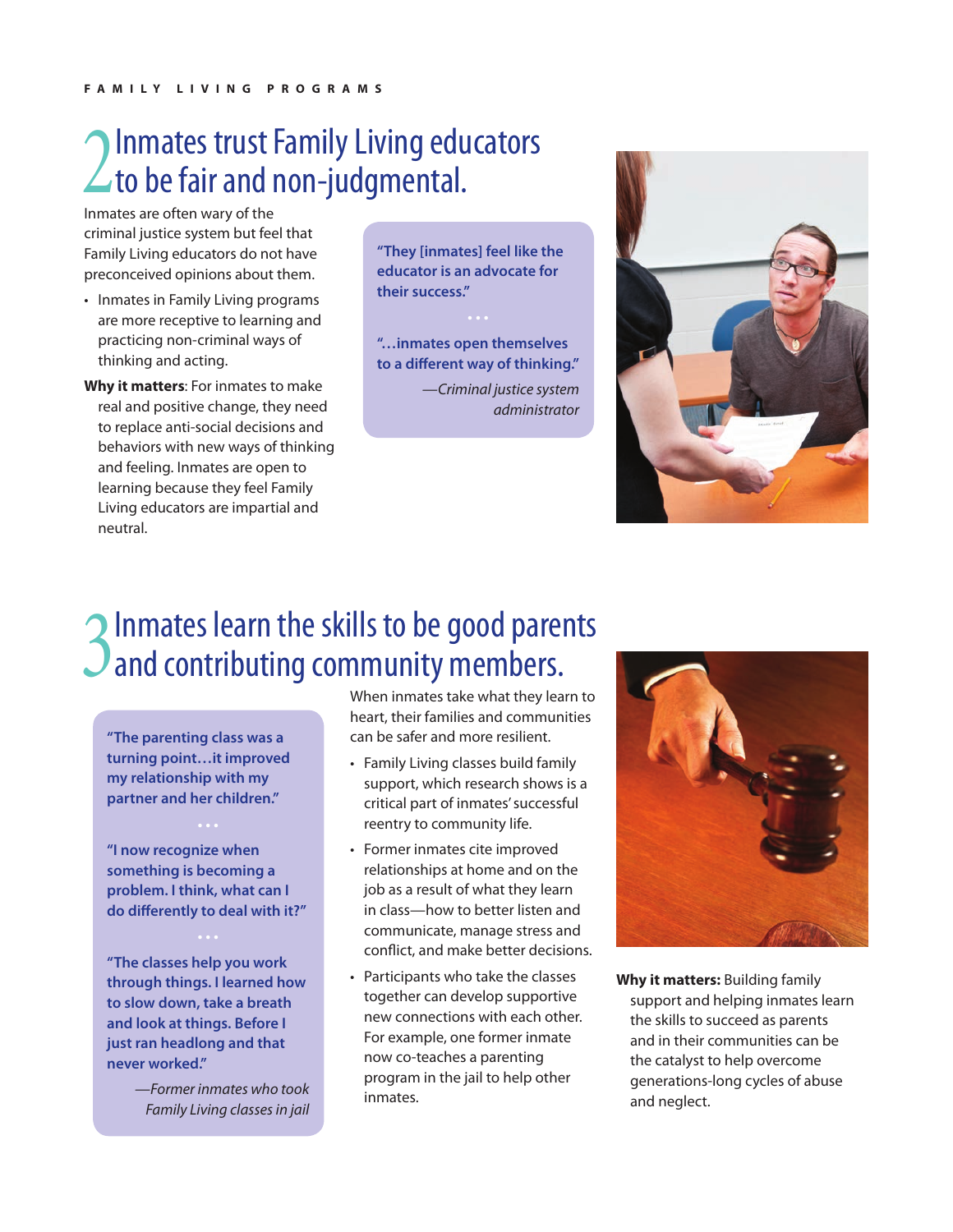## 2 Inmates trust Family Living educators to be fair and non-judgmental.

Inmates are often wary of the criminal justice system but feel that Family Living educators do not have preconceived opinions about them.

- Inmates in Family Living programs are more receptive to learning and practicing non-criminal ways of thinking and acting.

**Why it matters**: For inmates to make real and positive change, they need to replace anti-social decisions and behaviors with new ways of thinking and feeling. Inmates are open to learning because they feel Family Living educators are impartial and neutral.

> **"They [inmates] feel like the educator is an advocate for their success."**
>
> • • •
>
> **"…inmates open themselves to a different way of thinking."**
>
> —*Criminal justice system administrator*

## 3 Inmates learn the skills to be good parents and contributing community members.

> **"The parenting class was a turning point…it improved my relationship with my partner and her children."**
>
> • • •
>
> **"I now recognize when something is becoming a problem. I think, what can I do differently to deal with it?"**
>
> • • •
>
> **"The classes help you work through things. I learned how to slow down, take a breath and look at things. Before I just ran headlong and that never worked."**
>
> —*Former inmates who took Family Living classes in jail*

When inmates take what they learn to heart, their families and communities can be safer and more resilient.

- Family Living classes build family support, which research shows is a critical part of inmates' successful reentry to community life.
- Former inmates cite improved relationships at home and on the job as a result of what they learn in class—how to better listen and communicate, manage stress and conflict, and make better decisions.
- Participants who take the classes together can develop supportive new connections with each other. For example, one former inmate now co-teaches a parenting program in the jail to help other inmates.

**Why it matters:** Building family support and helping inmates learn the skills to succeed as parents and in their communities can be the catalyst to help overcome generations-long cycles of abuse and neglect.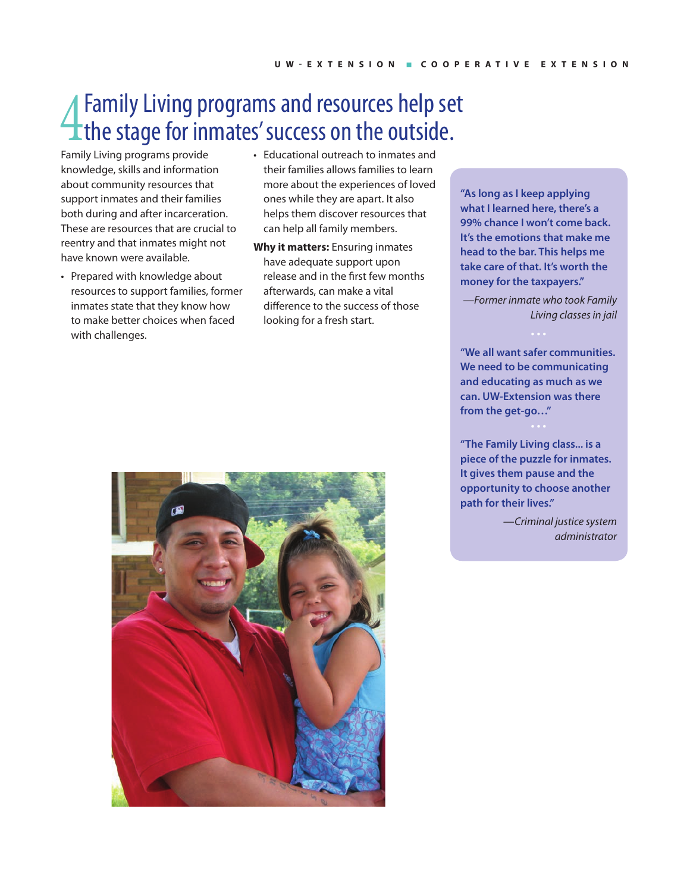# 4 Family Living programs and resources help set the stage for inmates' success on the outside.

Family Living programs provide knowledge, skills and information about community resources that support inmates and their families both during and after incarceration. These are resources that are crucial to reentry and that inmates might not have known were available.

- Prepared with knowledge about resources to support families, former inmates state that they know how to make better choices when faced with challenges.
- Educational outreach to inmates and their families allows families to learn more about the experiences of loved ones while they are apart. It also helps them discover resources that can help all family members.

**Why it matters:** Ensuring inmates have adequate support upon release and in the first few months afterwards, can make a vital difference to the success of those looking for a fresh start.

**"As long as I keep applying what I learned here, there's a 99% chance I won't come back. It's the emotions that make me head to the bar. This helps me take care of that. It's worth the money for the taxpayers."**

*—Former inmate who took Family Living classes in jail*

• • •

**"We all want safer communities. We need to be communicating and educating as much as we can. UW-Extension was there from the get-go…"**

• • •

**"The Family Living class... is a piece of the puzzle for inmates. It gives them pause and the opportunity to choose another path for their lives."**

*—Criminal justice system administrator*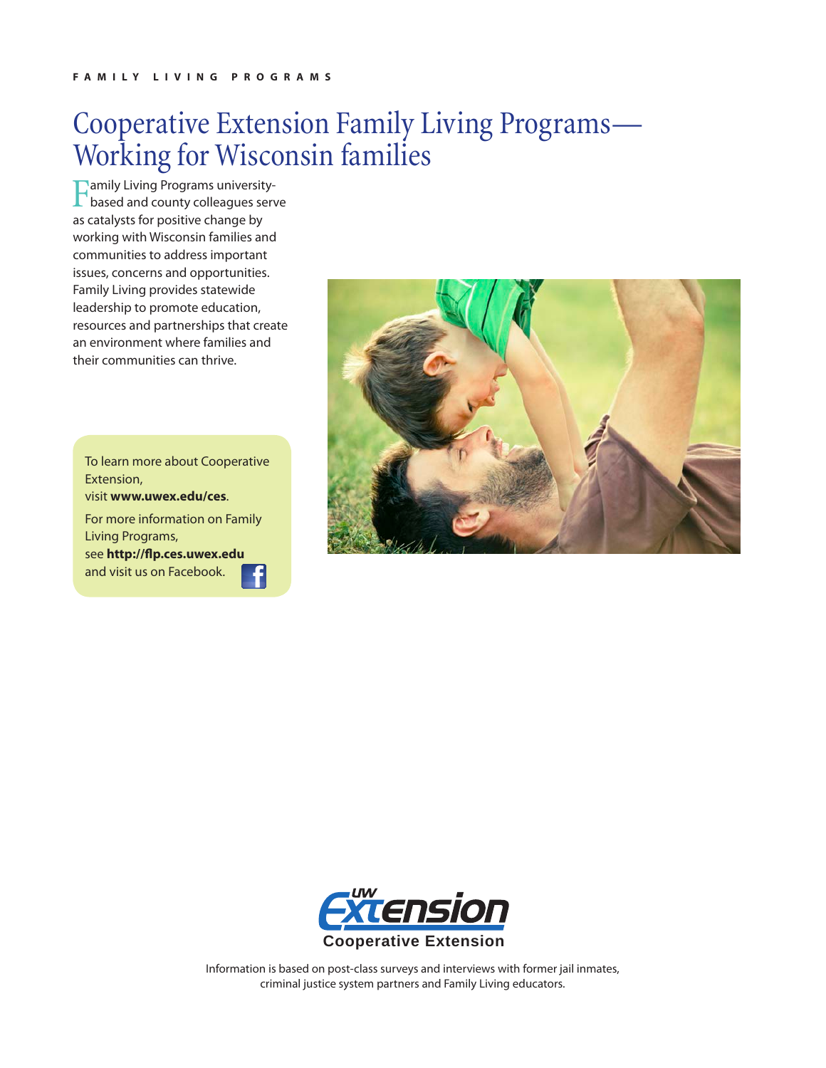FAMILY LIVING PROGRAMS

# Cooperative Extension Family Living Programs—Working for Wisconsin families

Family Living Programs university-based and county colleagues serve as catalysts for positive change by working with Wisconsin families and communities to address important issues, concerns and opportunities. Family Living provides statewide leadership to promote education, resources and partnerships that create an environment where families and their communities can thrive.

To learn more about Cooperative Extension, visit **www.uwex.edu/ces**.

For more information on Family Living Programs, see **http://flp.ces.uwex.edu** and visit us on Facebook.

UW Extension
Cooperative Extension

Information is based on post-class surveys and interviews with former jail inmates, criminal justice system partners and Family Living educators.